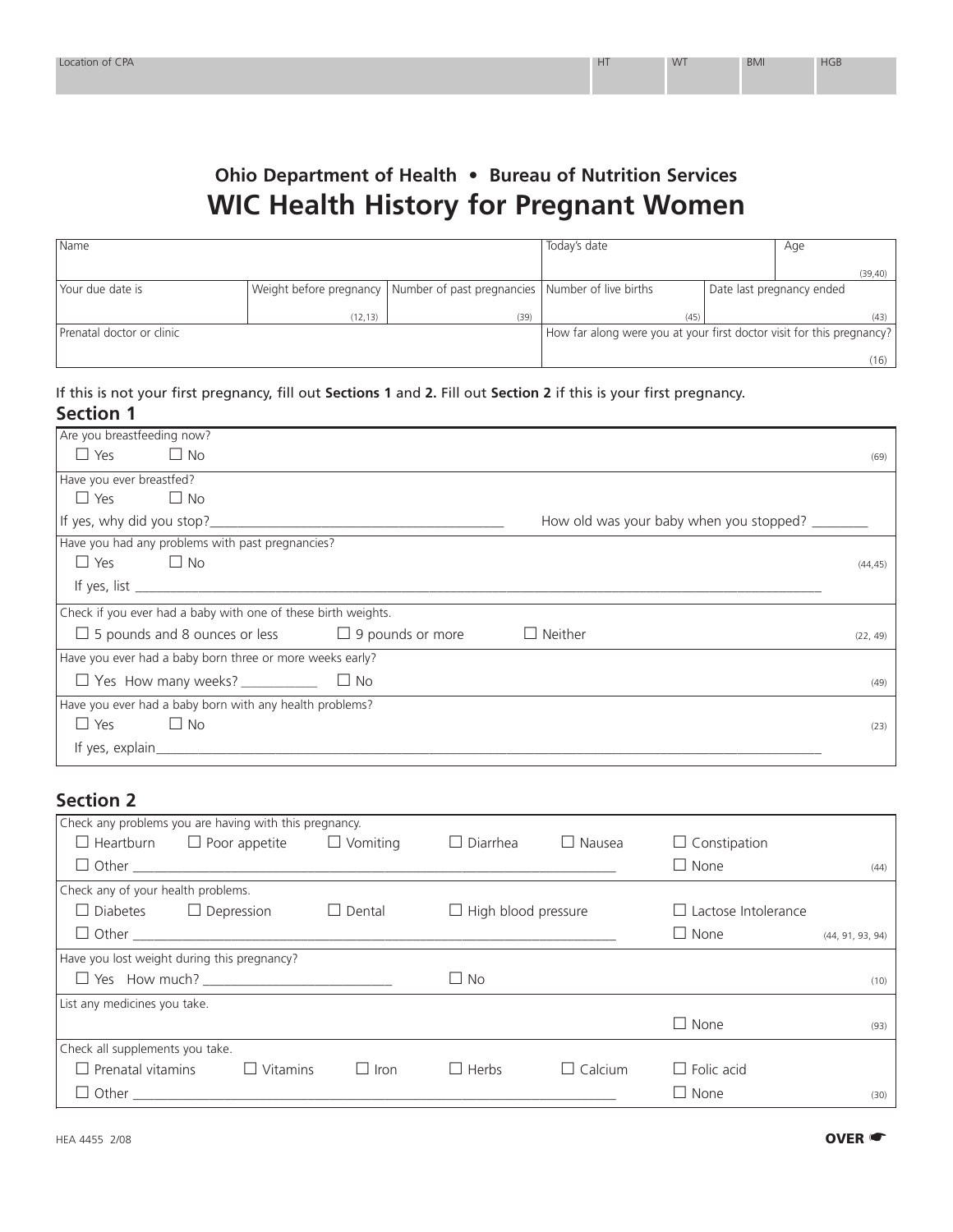| Location of CPA | HT | WT | BMI | HGB |
|---|---|---|---|---|
| | | | | |

**Ohio Department of Health • Bureau of Nutrition Services**

# WIC Health History for Pregnant Women

| Name | | | Today's date | | Age (39,40) |
|---|---|---|---|---|---|
| Your due date is | Weight before pregnancy (12,13) | Number of past pregnancies (39) | Number of live births (45) | Date last pregnancy ended (43) | |
| Prenatal doctor or clinic | | | How far along were you at your first doctor visit for this pregnancy? (16) | | |

If this is not your first pregnancy, fill out **Sections 1** and **2.** Fill out **Section 2** if this is your first pregnancy.

## Section 1

Are you breastfeeding now?
☐ Yes ☐ No (69)

Have you ever breastfed?
☐ Yes ☐ No
If yes, why did you stop?__________ How old was your baby when you stopped? ________

Have you had any problems with past pregnancies?
☐ Yes ☐ No (44,45)
If yes, list __________

Check if you ever had a baby with one of these birth weights.
☐ 5 pounds and 8 ounces or less ☐ 9 pounds or more ☐ Neither (22, 49)

Have you ever had a baby born three or more weeks early?
☐ Yes How many weeks? __________ ☐ No (49)

Have you ever had a baby born with any health problems?
☐ Yes ☐ No (23)
If yes, explain__________

## Section 2

Check any problems you are having with this pregnancy.
☐ Heartburn ☐ Poor appetite ☐ Vomiting ☐ Diarrhea ☐ Nausea ☐ Constipation
☐ Other __________ ☐ None (44)

Check any of your health problems.
☐ Diabetes ☐ Depression ☐ Dental ☐ High blood pressure ☐ Lactose Intolerance
☐ Other __________ ☐ None (44, 91, 93, 94)

Have you lost weight during this pregnancy?
☐ Yes How much? __________ ☐ No (10)

List any medicines you take.
☐ None (93)

Check all supplements you take.
☐ Prenatal vitamins ☐ Vitamins ☐ Iron ☐ Herbs ☐ Calcium ☐ Folic acid
☐ Other __________ ☐ None (30)

HEA 4455 2/08

**OVER** ☛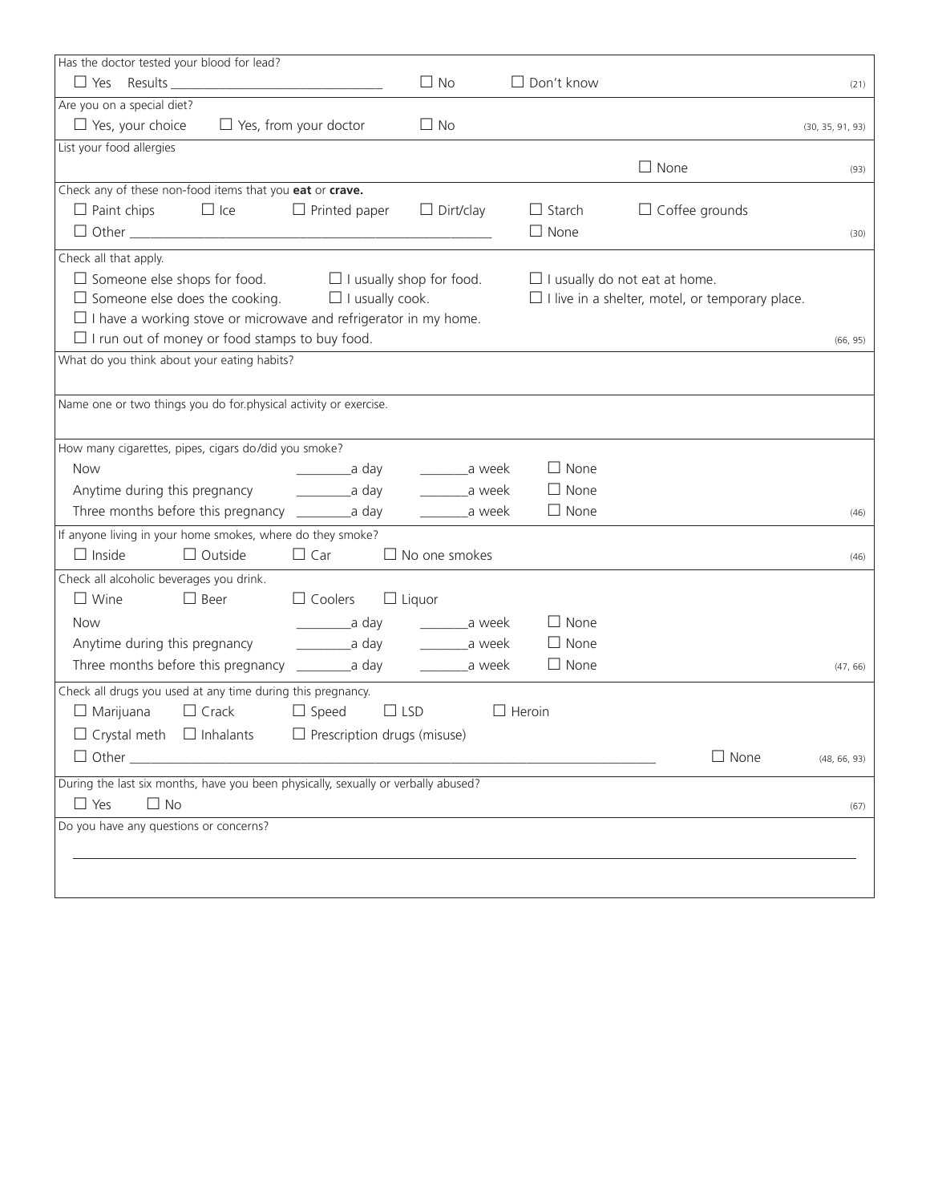Has the doctor tested your blood for lead?

☐ Yes Results ____________________ ☐ No ☐ Don't know (21)

Are you on a special diet?

☐ Yes, your choice ☐ Yes, from your doctor ☐ No (30, 35, 91, 93)

List your food allergies

☐ None (93)

Check any of these non-food items that you **eat** or **crave.**

☐ Paint chips ☐ Ice ☐ Printed paper ☐ Dirt/clay ☐ Starch ☐ Coffee grounds

☐ Other ____________________ ☐ None (30)

Check all that apply.

☐ Someone else shops for food. ☐ I usually shop for food. ☐ I usually do not eat at home.

☐ Someone else does the cooking. ☐ I usually cook. ☐ I live in a shelter, motel, or temporary place.

☐ I have a working stove or microwave and refrigerator in my home.

☐ I run out of money or food stamps to buy food. (66, 95)

What do you think about your eating habits?

Name one or two things you do for.physical activity or exercise.

How many cigarettes, pipes, cigars do/did you smoke?

| | | | |
|---|---|---|---|
| Now | ________a day | _______a week | ☐ None |
| Anytime during this pregnancy | ________a day | _______a week | ☐ None |
| Three months before this pregnancy | ________a day | _______a week | ☐ None |

(46)

If anyone living in your home smokes, where do they smoke?

☐ Inside ☐ Outside ☐ Car ☐ No one smokes (46)

Check all alcoholic beverages you drink.

☐ Wine ☐ Beer ☐ Coolers ☐ Liquor

| | | | |
|---|---|---|---|
| Now | ________a day | _______a week | ☐ None |
| Anytime during this pregnancy | ________a day | _______a week | ☐ None |
| Three months before this pregnancy | ________a day | _______a week | ☐ None |

(47, 66)

Check all drugs you used at any time during this pregnancy.

☐ Marijuana ☐ Crack ☐ Speed ☐ LSD ☐ Heroin

☐ Crystal meth ☐ Inhalants ☐ Prescription drugs (misuse)

☐ Other ____________________ ☐ None (48, 66, 93)

During the last six months, have you been physically, sexually or verbally abused?

☐ Yes ☐ No (67)

Do you have any questions or concerns?

____________________